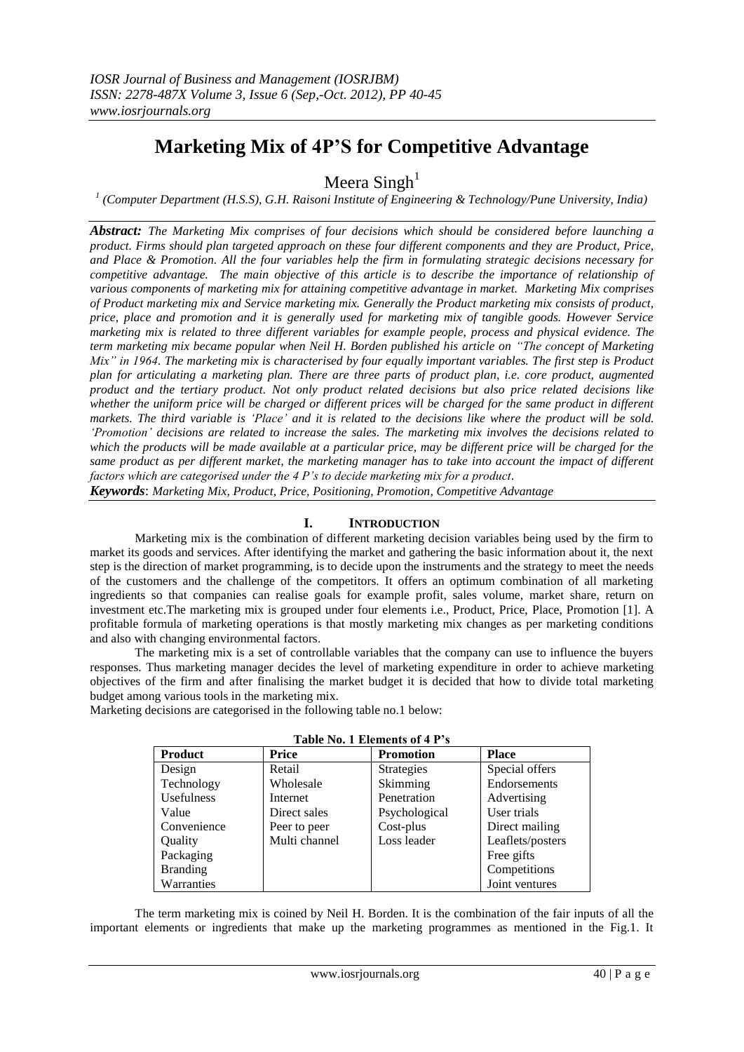# Marketing Mix of 4P'S for Competitive Advantage

Meera Singh[1]

[1] *(Computer Department (H.S.S), G.H. Raisoni Institute of Engineering & Technology/Pune University, India)*

***Abstract:*** *The Marketing Mix comprises of four decisions which should be considered before launching a product. Firms should plan targeted approach on these four different components and they are Product, Price, and Place & Promotion. All the four variables help the firm in formulating strategic decisions necessary for competitive advantage. The main objective of this article is to describe the importance of relationship of various components of marketing mix for attaining competitive advantage in market. Marketing Mix comprises of Product marketing mix and Service marketing mix. Generally the Product marketing mix consists of product, price, place and promotion and it is generally used for marketing mix of tangible goods. However Service marketing mix is related to three different variables for example people, process and physical evidence. The term marketing mix became popular when Neil H. Borden published his article on "The concept of Marketing Mix" in 1964. The marketing mix is characterised by four equally important variables. The first step is Product plan for articulating a marketing plan. There are three parts of product plan, i.e. core product, augmented product and the tertiary product. Not only product related decisions but also price related decisions like whether the uniform price will be charged or different prices will be charged for the same product in different markets. The third variable is 'Place' and it is related to the decisions like where the product will be sold. 'Promotion' decisions are related to increase the sales. The marketing mix involves the decisions related to which the products will be made available at a particular price, may be different price will be charged for the same product as per different market, the marketing manager has to take into account the impact of different factors which are categorised under the 4 P's to decide marketing mix for a product.*

***Keywords***: *Marketing Mix, Product, Price, Positioning, Promotion, Competitive Advantage*

## I. INTRODUCTION

Marketing mix is the combination of different marketing decision variables being used by the firm to market its goods and services. After identifying the market and gathering the basic information about it, the next step is the direction of market programming, is to decide upon the instruments and the strategy to meet the needs of the customers and the challenge of the competitors. It offers an optimum combination of all marketing ingredients so that companies can realise goals for example profit, sales volume, market share, return on investment etc.The marketing mix is grouped under four elements i.e., Product, Price, Place, Promotion [1]. A profitable formula of marketing operations is that mostly marketing mix changes as per marketing conditions and also with changing environmental factors.

The marketing mix is a set of controllable variables that the company can use to influence the buyers responses. Thus marketing manager decides the level of marketing expenditure in order to achieve marketing objectives of the firm and after finalising the market budget it is decided that how to divide total marketing budget among various tools in the marketing mix.

Marketing decisions are categorised in the following table no.1 below:

**Table No. 1 Elements of 4 P's**

| Product | Price | Promotion | Place |
|---|---|---|---|
| Design | Retail | Strategies | Special offers |
| Technology | Wholesale | Skimming | Endorsements |
| Usefulness | Internet | Penetration | Advertising |
| Value | Direct sales | Psychological | User trials |
| Convenience | Peer to peer | Cost-plus | Direct mailing |
| Quality | Multi channel | Loss leader | Leaflets/posters |
| Packaging | | | Free gifts |
| Branding | | | Competitions |
| Warranties | | | Joint ventures |

The term marketing mix is coined by Neil H. Borden. It is the combination of the fair inputs of all the important elements or ingredients that make up the marketing programmes as mentioned in the Fig.1. It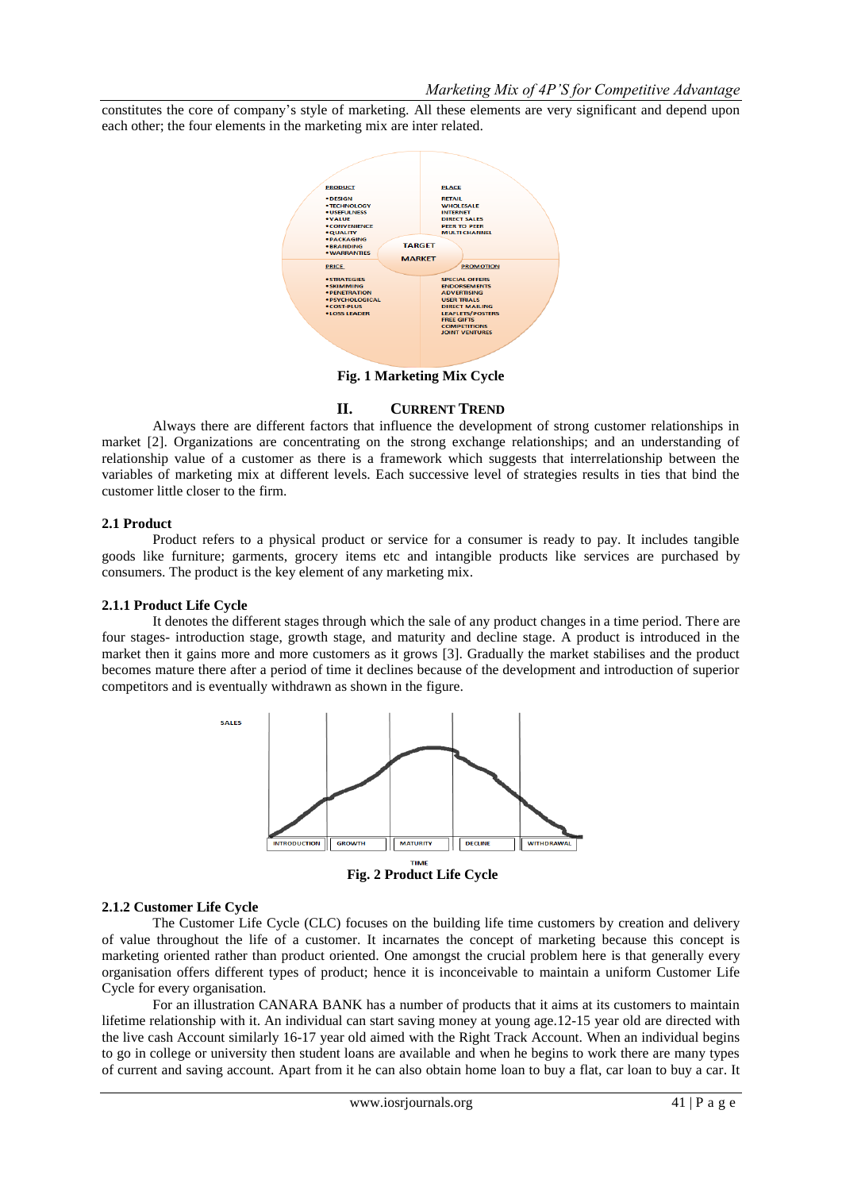constitutes the core of company's style of marketing. All these elements are very significant and depend upon each other; the four elements in the marketing mix are inter related.

**Fig. 1 Marketing Mix Cycle**

## II. CURRENT TREND

Always there are different factors that influence the development of strong customer relationships in market [2]. Organizations are concentrating on the strong exchange relationships; and an understanding of relationship value of a customer as there is a framework which suggests that interrelationship between the variables of marketing mix at different levels. Each successive level of strategies results in ties that bind the customer little closer to the firm.

### 2.1 Product

Product refers to a physical product or service for a consumer is ready to pay. It includes tangible goods like furniture; garments, grocery items etc and intangible products like services are purchased by consumers. The product is the key element of any marketing mix.

### 2.1.1 Product Life Cycle

It denotes the different stages through which the sale of any product changes in a time period. There are four stages- introduction stage, growth stage, and maturity and decline stage. A product is introduced in the market then it gains more and more customers as it grows [3]. Gradually the market stabilises and the product becomes mature there after a period of time it declines because of the development and introduction of superior competitors and is eventually withdrawn as shown in the figure.

**Fig. 2 Product Life Cycle**

### 2.1.2 Customer Life Cycle

The Customer Life Cycle (CLC) focuses on the building life time customers by creation and delivery of value throughout the life of a customer. It incarnates the concept of marketing because this concept is marketing oriented rather than product oriented. One amongst the crucial problem here is that generally every organisation offers different types of product; hence it is inconceivable to maintain a uniform Customer Life Cycle for every organisation.

For an illustration CANARA BANK has a number of products that it aims at its customers to maintain lifetime relationship with it. An individual can start saving money at young age.12-15 year old are directed with the live cash Account similarly 16-17 year old aimed with the Right Track Account. When an individual begins to go in college or university then student loans are available and when he begins to work there are many types of current and saving account. Apart from it he can also obtain home loan to buy a flat, car loan to buy a car. It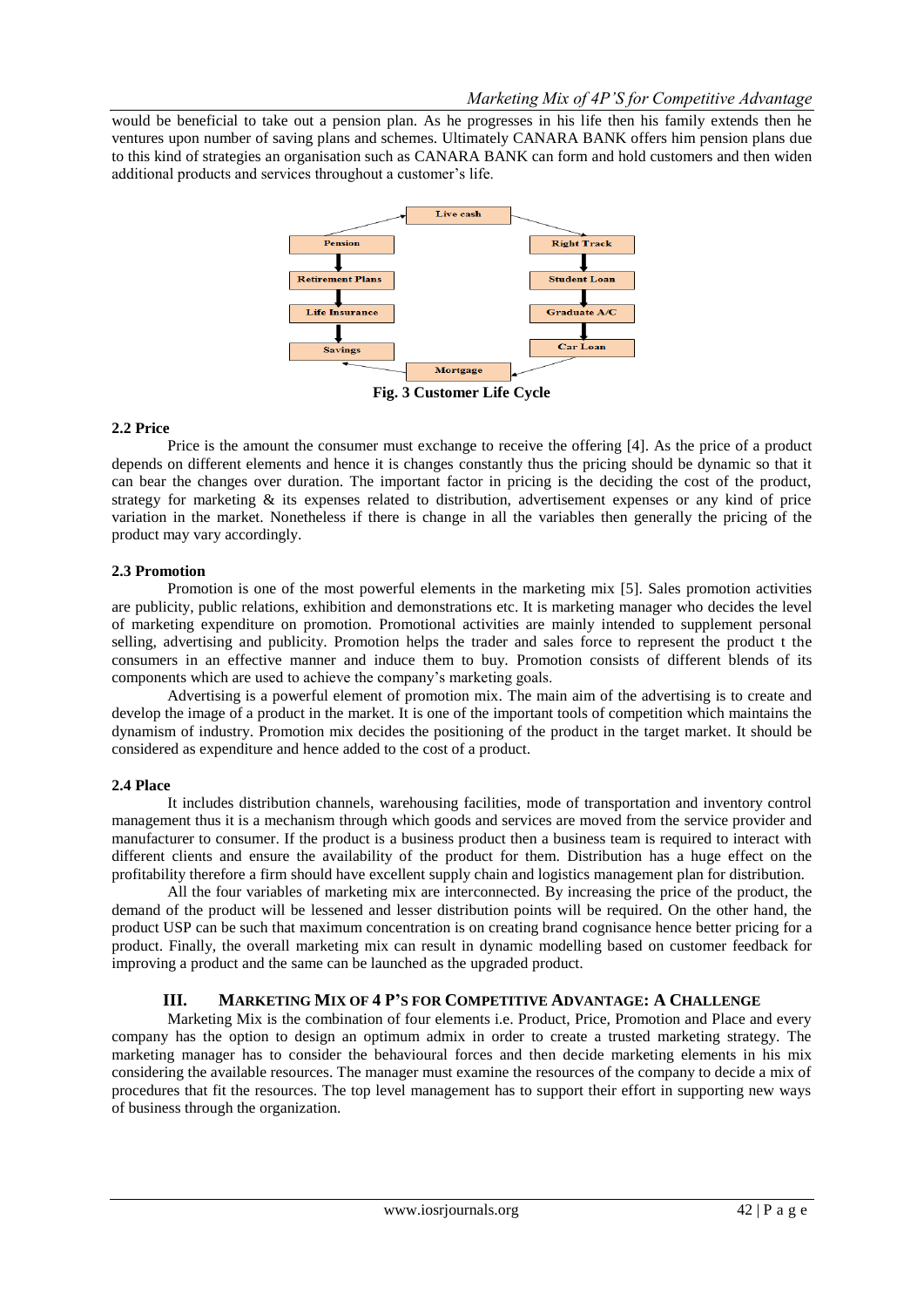would be beneficial to take out a pension plan. As he progresses in his life then his family extends then he ventures upon number of saving plans and schemes. Ultimately CANARA BANK offers him pension plans due to this kind of strategies an organisation such as CANARA BANK can form and hold customers and then widen additional products and services throughout a customer's life.

Live cash

Pension

Retirement Plans

Life Insurance

Savings

Mortgage

Right Track

Student Loan

Graduate A/C

Car Loan

**Fig. 3 Customer Life Cycle**

### 2.2 Price

Price is the amount the consumer must exchange to receive the offering [4]. As the price of a product depends on different elements and hence it is changes constantly thus the pricing should be dynamic so that it can bear the changes over duration. The important factor in pricing is the deciding the cost of the product, strategy for marketing & its expenses related to distribution, advertisement expenses or any kind of price variation in the market. Nonetheless if there is change in all the variables then generally the pricing of the product may vary accordingly.

### 2.3 Promotion

Promotion is one of the most powerful elements in the marketing mix [5]. Sales promotion activities are publicity, public relations, exhibition and demonstrations etc. It is marketing manager who decides the level of marketing expenditure on promotion. Promotional activities are mainly intended to supplement personal selling, advertising and publicity. Promotion helps the trader and sales force to represent the product t the consumers in an effective manner and induce them to buy. Promotion consists of different blends of its components which are used to achieve the company's marketing goals.

Advertising is a powerful element of promotion mix. The main aim of the advertising is to create and develop the image of a product in the market. It is one of the important tools of competition which maintains the dynamism of industry. Promotion mix decides the positioning of the product in the target market. It should be considered as expenditure and hence added to the cost of a product.

### 2.4 Place

It includes distribution channels, warehousing facilities, mode of transportation and inventory control management thus it is a mechanism through which goods and services are moved from the service provider and manufacturer to consumer. If the product is a business product then a business team is required to interact with different clients and ensure the availability of the product for them. Distribution has a huge effect on the profitability therefore a firm should have excellent supply chain and logistics management plan for distribution.

All the four variables of marketing mix are interconnected. By increasing the price of the product, the demand of the product will be lessened and lesser distribution points will be required. On the other hand, the product USP can be such that maximum concentration is on creating brand cognisance hence better pricing for a product. Finally, the overall marketing mix can result in dynamic modelling based on customer feedback for improving a product and the same can be launched as the upgraded product.

## III. Marketing Mix of 4 P's for Competitive Advantage: A Challenge

Marketing Mix is the combination of four elements i.e. Product, Price, Promotion and Place and every company has the option to design an optimum admix in order to create a trusted marketing strategy. The marketing manager has to consider the behavioural forces and then decide marketing elements in his mix considering the available resources. The manager must examine the resources of the company to decide a mix of procedures that fit the resources. The top level management has to support their effort in supporting new ways of business through the organization.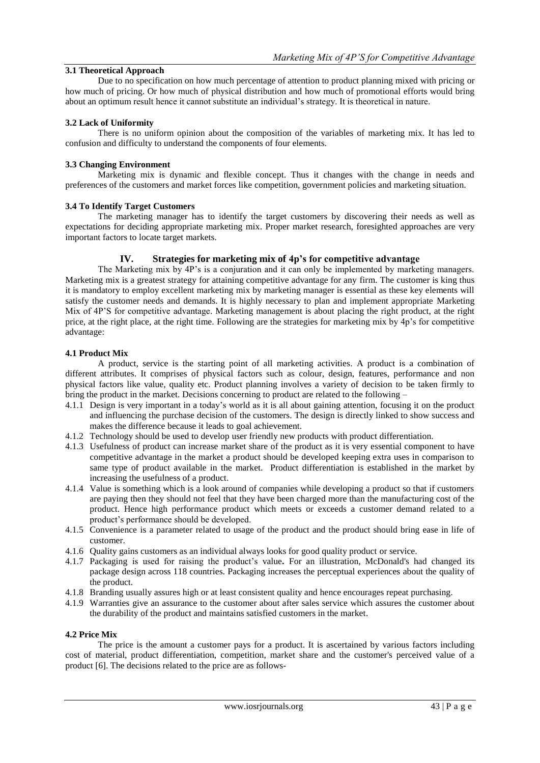### 3.1 Theoretical Approach

Due to no specification on how much percentage of attention to product planning mixed with pricing or how much of pricing. Or how much of physical distribution and how much of promotional efforts would bring about an optimum result hence it cannot substitute an individual's strategy. It is theoretical in nature.

### 3.2 Lack of Uniformity

There is no uniform opinion about the composition of the variables of marketing mix. It has led to confusion and difficulty to understand the components of four elements.

### 3.3 Changing Environment

Marketing mix is dynamic and flexible concept. Thus it changes with the change in needs and preferences of the customers and market forces like competition, government policies and marketing situation.

### 3.4 To Identify Target Customers

The marketing manager has to identify the target customers by discovering their needs as well as expectations for deciding appropriate marketing mix. Proper market research, foresighted approaches are very important factors to locate target markets.

## IV. Strategies for marketing mix of 4p's for competitive advantage

The Marketing mix by 4P's is a conjuration and it can only be implemented by marketing managers. Marketing mix is a greatest strategy for attaining competitive advantage for any firm. The customer is king thus it is mandatory to employ excellent marketing mix by marketing manager is essential as these key elements will satisfy the customer needs and demands. It is highly necessary to plan and implement appropriate Marketing Mix of 4P'S for competitive advantage. Marketing management is about placing the right product, at the right price, at the right place, at the right time. Following are the strategies for marketing mix by 4p's for competitive advantage:

### 4.1 Product Mix

A product, service is the starting point of all marketing activities. A product is a combination of different attributes. It comprises of physical factors such as colour, design, features, performance and non physical factors like value, quality etc. Product planning involves a variety of decision to be taken firmly to bring the product in the market. Decisions concerning to product are related to the following –

- 4.1.1 Design is very important in a today's world as it is all about gaining attention, focusing it on the product and influencing the purchase decision of the customers. The design is directly linked to show success and makes the difference because it leads to goal achievement.
- 4.1.2 Technology should be used to develop user friendly new products with product differentiation.
- 4.1.3 Usefulness of product can increase market share of the product as it is very essential component to have competitive advantage in the market a product should be developed keeping extra uses in comparison to same type of product available in the market. Product differentiation is established in the market by increasing the usefulness of a product.
- 4.1.4 Value is something which is a look around of companies while developing a product so that if customers are paying then they should not feel that they have been charged more than the manufacturing cost of the product. Hence high performance product which meets or exceeds a customer demand related to a product's performance should be developed.
- 4.1.5 Convenience is a parameter related to usage of the product and the product should bring ease in life of customer.
- 4.1.6 Quality gains customers as an individual always looks for good quality product or service.
- 4.1.7 Packaging is used for raising the product's value**.** For an illustration, McDonald's had changed its package design across 118 countries. Packaging increases the perceptual experiences about the quality of the product.
- 4.1.8 Branding usually assures high or at least consistent quality and hence encourages repeat purchasing.
- 4.1.9 Warranties give an assurance to the customer about after sales service which assures the customer about the durability of the product and maintains satisfied customers in the market.

### 4.2 Price Mix

The price is the amount a customer pays for a product. It is ascertained by various factors including cost of material, product differentiation, competition, market share and the customer's perceived value of a product [6]. The decisions related to the price are as follows-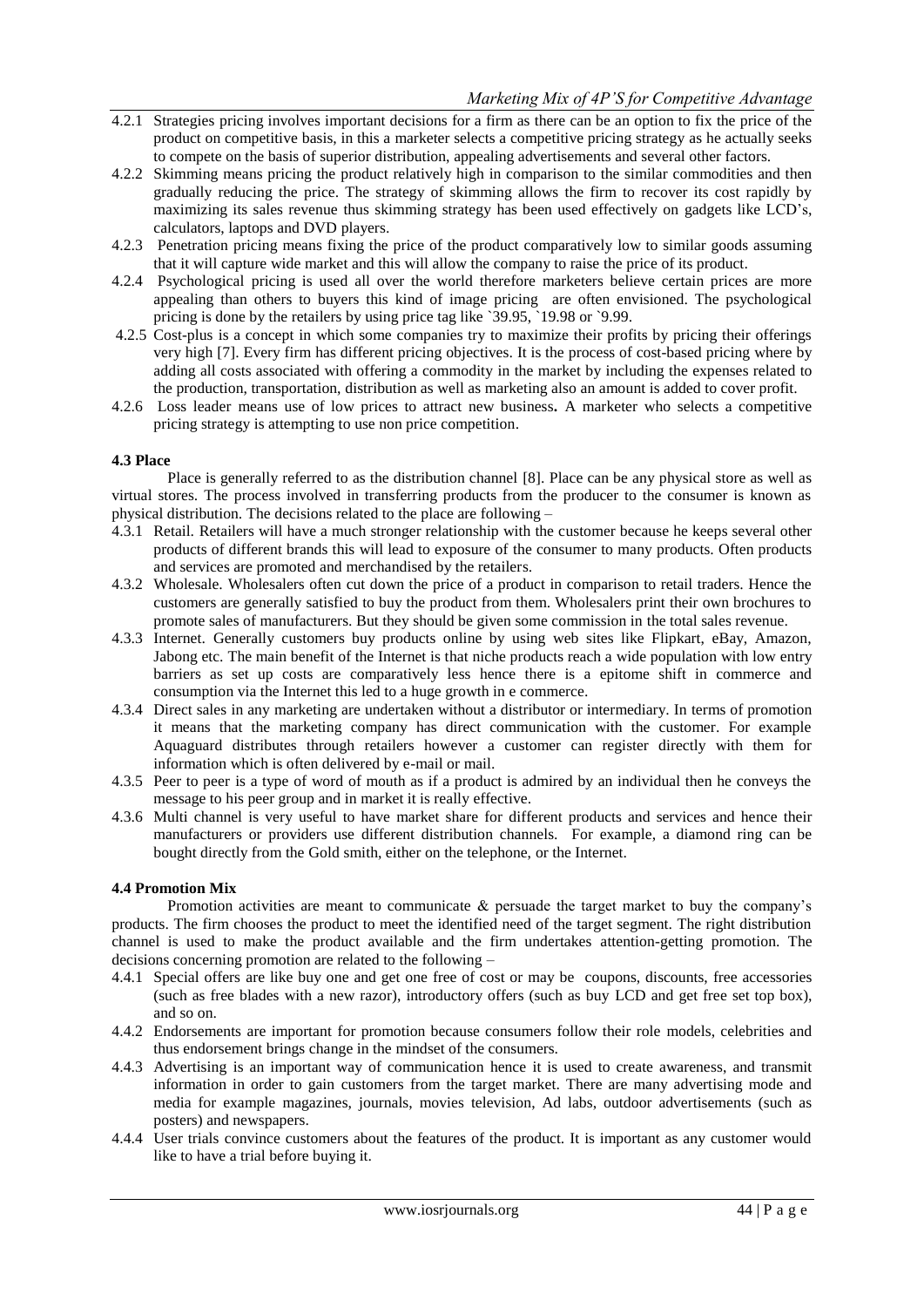4.2.1 Strategies pricing involves important decisions for a firm as there can be an option to fix the price of the product on competitive basis, in this a marketer selects a competitive pricing strategy as he actually seeks to compete on the basis of superior distribution, appealing advertisements and several other factors.

4.2.2 Skimming means pricing the product relatively high in comparison to the similar commodities and then gradually reducing the price. The strategy of skimming allows the firm to recover its cost rapidly by maximizing its sales revenue thus skimming strategy has been used effectively on gadgets like LCD's, calculators, laptops and DVD players.

4.2.3 Penetration pricing means fixing the price of the product comparatively low to similar goods assuming that it will capture wide market and this will allow the company to raise the price of its product.

4.2.4 Psychological pricing is used all over the world therefore marketers believe certain prices are more appealing than others to buyers this kind of image pricing are often envisioned. The psychological pricing is done by the retailers by using price tag like `39.95, `19.98 or `9.99.

4.2.5 Cost-plus is a concept in which some companies try to maximize their profits by pricing their offerings very high [7]. Every firm has different pricing objectives. It is the process of cost-based pricing where by adding all costs associated with offering a commodity in the market by including the expenses related to the production, transportation, distribution as well as marketing also an amount is added to cover profit.

4.2.6 Loss leader means use of low prices to attract new business**.** A marketer who selects a competitive pricing strategy is attempting to use non price competition.

### 4.3 Place

Place is generally referred to as the distribution channel [8]. Place can be any physical store as well as virtual stores. The process involved in transferring products from the producer to the consumer is known as physical distribution. The decisions related to the place are following –

4.3.1 Retail. Retailers will have a much stronger relationship with the customer because he keeps several other products of different brands this will lead to exposure of the consumer to many products. Often products and services are promoted and merchandised by the retailers.

4.3.2 Wholesale. Wholesalers often cut down the price of a product in comparison to retail traders. Hence the customers are generally satisfied to buy the product from them. Wholesalers print their own brochures to promote sales of manufacturers. But they should be given some commission in the total sales revenue.

4.3.3 Internet. Generally customers buy products online by using web sites like Flipkart, eBay, Amazon, Jabong etc. The main benefit of the Internet is that niche products reach a wide population with low entry barriers as set up costs are comparatively less hence there is a epitome shift in commerce and consumption via the Internet this led to a huge growth in e commerce.

4.3.4 Direct sales in any marketing are undertaken without a distributor or intermediary. In terms of promotion it means that the marketing company has direct communication with the customer. For example Aquaguard distributes through retailers however a customer can register directly with them for information which is often delivered by e-mail or mail.

4.3.5 Peer to peer is a type of word of mouth as if a product is admired by an individual then he conveys the message to his peer group and in market it is really effective.

4.3.6 Multi channel is very useful to have market share for different products and services and hence their manufacturers or providers use different distribution channels. For example, a diamond ring can be bought directly from the Gold smith, either on the telephone, or the Internet.

### 4.4 Promotion Mix

Promotion activities are meant to communicate & persuade the target market to buy the company's products. The firm chooses the product to meet the identified need of the target segment. The right distribution channel is used to make the product available and the firm undertakes attention-getting promotion. The decisions concerning promotion are related to the following –

4.4.1 Special offers are like buy one and get one free of cost or may be coupons, discounts, free accessories (such as free blades with a new razor), introductory offers (such as buy LCD and get free set top box), and so on.

4.4.2 Endorsements are important for promotion because consumers follow their role models, celebrities and thus endorsement brings change in the mindset of the consumers.

4.4.3 Advertising is an important way of communication hence it is used to create awareness, and transmit information in order to gain customers from the target market. There are many advertising mode and media for example magazines, journals, movies television, Ad labs, outdoor advertisements (such as posters) and newspapers.

4.4.4 User trials convince customers about the features of the product. It is important as any customer would like to have a trial before buying it.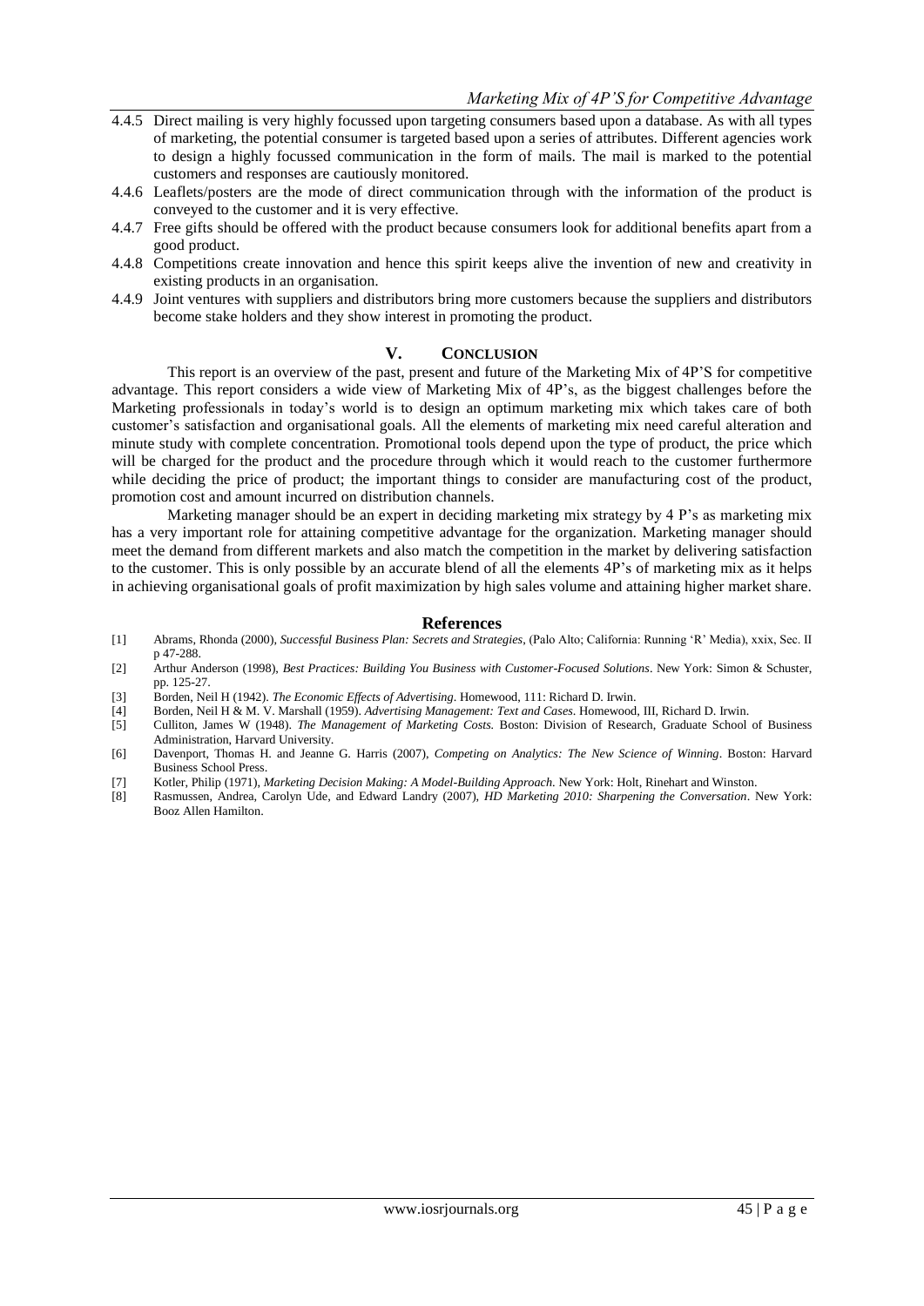4.4.5 Direct mailing is very highly focussed upon targeting consumers based upon a database. As with all types of marketing, the potential consumer is targeted based upon a series of attributes. Different agencies work to design a highly focussed communication in the form of mails. The mail is marked to the potential customers and responses are cautiously monitored.

4.4.6 Leaflets/posters are the mode of direct communication through with the information of the product is conveyed to the customer and it is very effective.

4.4.7 Free gifts should be offered with the product because consumers look for additional benefits apart from a good product.

4.4.8 Competitions create innovation and hence this spirit keeps alive the invention of new and creativity in existing products in an organisation.

4.4.9 Joint ventures with suppliers and distributors bring more customers because the suppliers and distributors become stake holders and they show interest in promoting the product.

## V. Conclusion

This report is an overview of the past, present and future of the Marketing Mix of 4P'S for competitive advantage. This report considers a wide view of Marketing Mix of 4P's, as the biggest challenges before the Marketing professionals in today's world is to design an optimum marketing mix which takes care of both customer's satisfaction and organisational goals. All the elements of marketing mix need careful alteration and minute study with complete concentration. Promotional tools depend upon the type of product, the price which will be charged for the product and the procedure through which it would reach to the customer furthermore while deciding the price of product; the important things to consider are manufacturing cost of the product, promotion cost and amount incurred on distribution channels.

Marketing manager should be an expert in deciding marketing mix strategy by 4 P's as marketing mix has a very important role for attaining competitive advantage for the organization. Marketing manager should meet the demand from different markets and also match the competition in the market by delivering satisfaction to the customer. This is only possible by an accurate blend of all the elements 4P's of marketing mix as it helps in achieving organisational goals of profit maximization by high sales volume and attaining higher market share.

## References

[1] Abrams, Rhonda (2000), *Successful Business Plan: Secrets and Strategies*, (Palo Alto; California: Running 'R' Media), xxix, Sec. II p 47-288.

[2] Arthur Anderson (1998), *Best Practices: Building You Business with Customer-Focused Solutions*. New York: Simon & Schuster, pp. 125-27.

[3] Borden, Neil H (1942). *The Economic Effects of Advertising*. Homewood, 111: Richard D. Irwin.

[4] Borden, Neil H & M. V. Marshall (1959). *Advertising Management: Text and Cases*. Homewood, III, Richard D. Irwin.

[5] Culliton, James W (1948). *The Management of Marketing Costs.* Boston: Division of Research, Graduate School of Business Administration, Harvard University.

[6] Davenport, Thomas H. and Jeanne G. Harris (2007), *Competing on Analytics: The New Science of Winning*. Boston: Harvard Business School Press.

[7] Kotler, Philip (1971), *Marketing Decision Making: A Model-Building Approach.* New York: Holt, Rinehart and Winston.

[8] Rasmussen, Andrea, Carolyn Ude, and Edward Landry (2007), *HD Marketing 2010: Sharpening the Conversation*. New York: Booz Allen Hamilton.